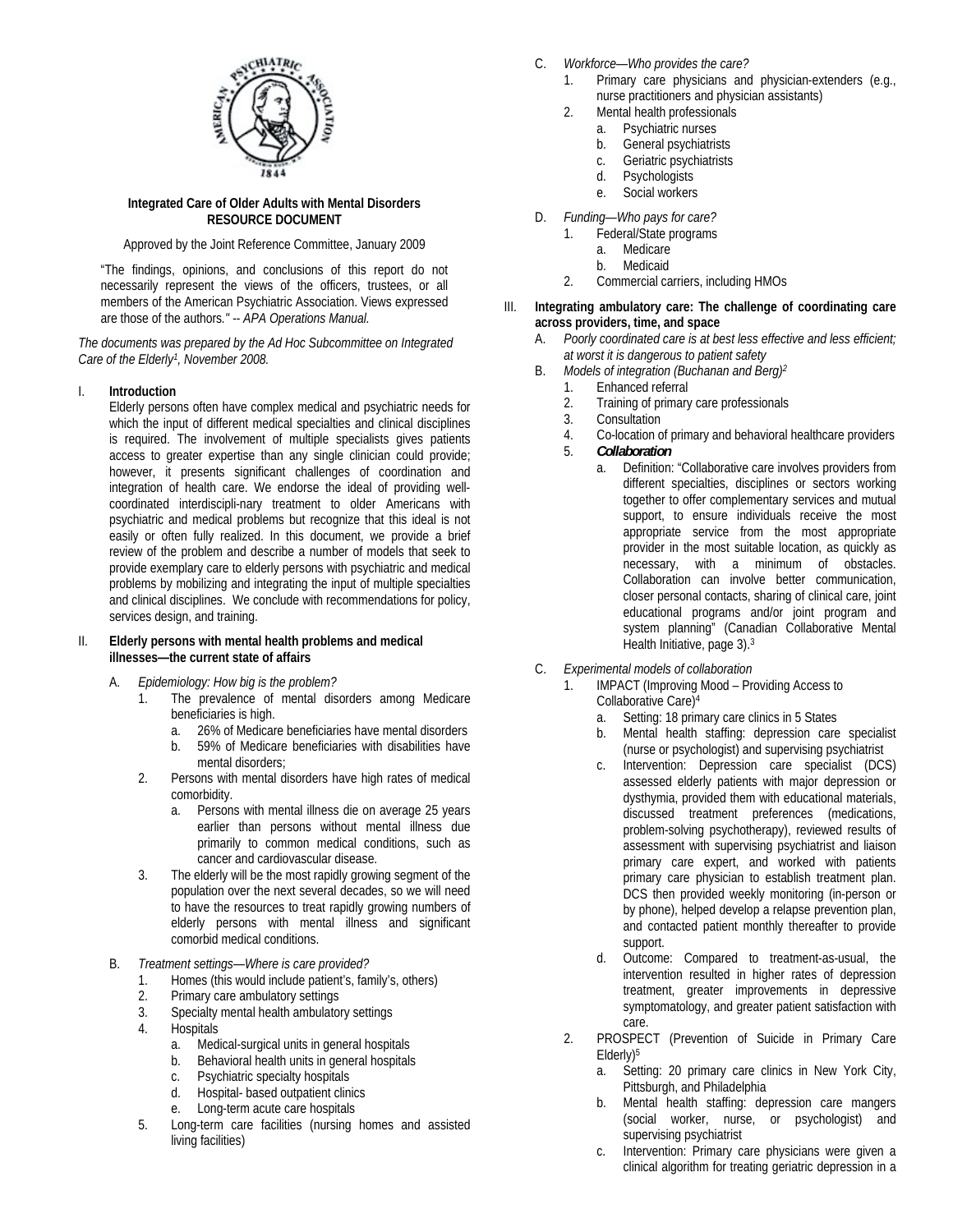**Integrated Care of Older Adults with Mental Disorders**
**RESOURCE DOCUMENT**

Approved by the Joint Reference Committee, January 2009

"The findings, opinions, and conclusions of this report do not necessarily represent the views of the officers, trustees, or all members of the American Psychiatric Association. Views expressed are those of the authors." -- *APA Operations Manual.*

*The documents was prepared by the Ad Hoc Subcommittee on Integrated Care of the Elderly[1], November 2008.*

I. **Introduction**

Elderly persons often have complex medical and psychiatric needs for which the input of different medical specialties and clinical disciplines is required. The involvement of multiple specialists gives patients access to greater expertise than any single clinician could provide; however, it presents significant challenges of coordination and integration of health care. We endorse the ideal of providing well-coordinated interdiscipli-nary treatment to older Americans with psychiatric and medical problems but recognize that this ideal is not easily or often fully realized. In this document, we provide a brief review of the problem and describe a number of models that seek to provide exemplary care to elderly persons with psychiatric and medical problems by mobilizing and integrating the input of multiple specialties and clinical disciplines. We conclude with recommendations for policy, services design, and training.

II. **Elderly persons with mental health problems and medical illnesses—the current state of affairs**

A. *Epidemiology: How big is the problem?*
   1. The prevalence of mental disorders among Medicare beneficiaries is high.
      a. 26% of Medicare beneficiaries have mental disorders
      b. 59% of Medicare beneficiaries with disabilities have mental disorders;
   2. Persons with mental disorders have high rates of medical comorbidity.
      a. Persons with mental illness die on average 25 years earlier than persons without mental illness due primarily to common medical conditions, such as cancer and cardiovascular disease.
   3. The elderly will be the most rapidly growing segment of the population over the next several decades, so we will need to have the resources to treat rapidly growing numbers of elderly persons with mental illness and significant comorbid medical conditions.

B. *Treatment settings—Where is care provided?*
   1. Homes (this would include patient's, family's, others)
   2. Primary care ambulatory settings
   3. Specialty mental health ambulatory settings
   4. Hospitals
      a. Medical-surgical units in general hospitals
      b. Behavioral health units in general hospitals
      c. Psychiatric specialty hospitals
      d. Hospital- based outpatient clinics
      e. Long-term acute care hospitals
   5. Long-term care facilities (nursing homes and assisted living facilities)

C. *Workforce—Who provides the care?*
   1. Primary care physicians and physician-extenders (e.g., nurse practitioners and physician assistants)
   2. Mental health professionals
      a. Psychiatric nurses
      b. General psychiatrists
      c. Geriatric psychiatrists
      d. Psychologists
      e. Social workers

D. *Funding—Who pays for care?*
   1. Federal/State programs
      a. Medicare
      b. Medicaid
   2. Commercial carriers, including HMOs

III. **Integrating ambulatory care: The challenge of coordinating care across providers, time, and space**

A. *Poorly coordinated care is at best less effective and less efficient; at worst it is dangerous to patient safety*

B. *Models of integration (Buchanan and Berg)[2]*
   1. Enhanced referral
   2. Training of primary care professionals
   3. Consultation
   4. Co-location of primary and behavioral healthcare providers
   5. ***Collaboration***
      a. Definition: "Collaborative care involves providers from different specialties, disciplines or sectors working together to offer complementary services and mutual support, to ensure individuals receive the most appropriate service from the most appropriate provider in the most suitable location, as quickly as necessary, with a minimum of obstacles. Collaboration can involve better communication, closer personal contacts, sharing of clinical care, joint educational programs and/or joint program and system planning" (Canadian Collaborative Mental Health Initiative, page 3).[3]

C. *Experimental models of collaboration*
   1. IMPACT (Improving Mood – Providing Access to Collaborative Care)[4]
      a. Setting: 18 primary care clinics in 5 States
      b. Mental health staffing: depression care specialist (nurse or psychologist) and supervising psychiatrist
      c. Intervention: Depression care specialist (DCS) assessed elderly patients with major depression or dysthymia, provided them with educational materials, discussed treatment preferences (medications, problem-solving psychotherapy), reviewed results of assessment with supervising psychiatrist and liaison primary care expert, and worked with patients primary care physician to establish treatment plan. DCS then provided weekly monitoring (in-person or by phone), helped develop a relapse prevention plan, and contacted patient monthly thereafter to provide support.
      d. Outcome: Compared to treatment-as-usual, the intervention resulted in higher rates of depression treatment, greater improvements in depressive symptomatology, and greater patient satisfaction with care.
   2. PROSPECT (Prevention of Suicide in Primary Care Elderly)[5]
      a. Setting: 20 primary care clinics in New York City, Pittsburgh, and Philadelphia
      b. Mental health staffing: depression care mangers (social worker, nurse, or psychologist) and supervising psychiatrist
      c. Intervention: Primary care physicians were given a clinical algorithm for treating geriatric depression in a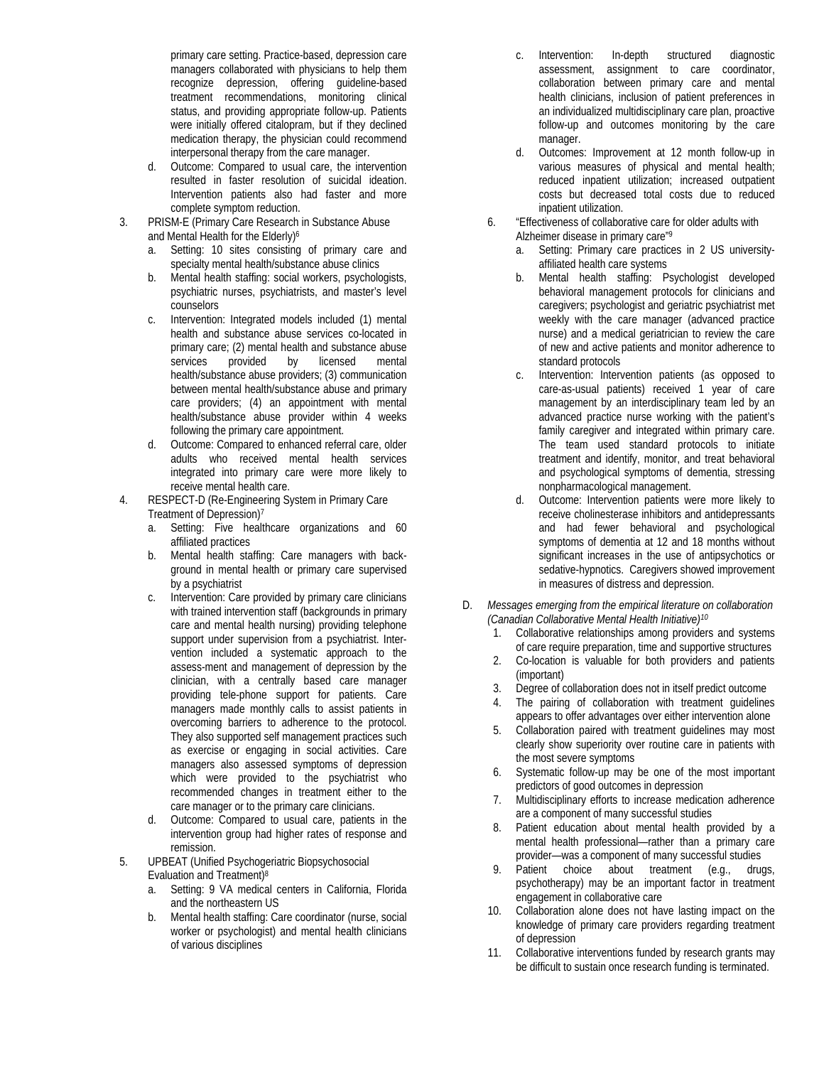primary care setting. Practice-based, depression care managers collaborated with physicians to help them recognize depression, offering guideline-based treatment recommendations, monitoring clinical status, and providing appropriate follow-up. Patients were initially offered citalopram, but if they declined medication therapy, the physician could recommend interpersonal therapy from the care manager.

   d. Outcome: Compared to usual care, the intervention resulted in faster resolution of suicidal ideation. Intervention patients also had faster and more complete symptom reduction.

3. PRISM-E (Primary Care Research in Substance Abuse and Mental Health for the Elderly)[6]
   a. Setting: 10 sites consisting of primary care and specialty mental health/substance abuse clinics
   b. Mental health staffing: social workers, psychologists, psychiatric nurses, psychiatrists, and master's level counselors
   c. Intervention: Integrated models included (1) mental health and substance abuse services co-located in primary care; (2) mental health and substance abuse services provided by licensed mental health/substance abuse providers; (3) communication between mental health/substance abuse and primary care providers; (4) an appointment with mental health/substance abuse provider within 4 weeks following the primary care appointment.
   d. Outcome: Compared to enhanced referral care, older adults who received mental health services integrated into primary care were more likely to receive mental health care.

4. RESPECT-D (Re-Engineering System in Primary Care Treatment of Depression)[7]
   a. Setting: Five healthcare organizations and 60 affiliated practices
   b. Mental health staffing: Care managers with back-ground in mental health or primary care supervised by a psychiatrist
   c. Intervention: Care provided by primary care clinicians with trained intervention staff (backgrounds in primary care and mental health nursing) providing telephone support under supervision from a psychiatrist. Inter-vention included a systematic approach to the assess-ment and management of depression by the clinician, with a centrally based care manager providing tele-phone support for patients. Care managers made monthly calls to assist patients in overcoming barriers to adherence to the protocol. They also supported self management practices such as exercise or engaging in social activities. Care managers also assessed symptoms of depression which were provided to the psychiatrist who recommended changes in treatment either to the care manager or to the primary care clinicians.
   d. Outcome: Compared to usual care, patients in the intervention group had higher rates of response and remission.

5. UPBEAT (Unified Psychogeriatric Biopsychosocial Evaluation and Treatment)[8]
   a. Setting: 9 VA medical centers in California, Florida and the northeastern US
   b. Mental health staffing: Care coordinator (nurse, social worker or psychologist) and mental health clinicians of various disciplines
   c. Intervention: In-depth structured diagnostic assessment, assignment to care coordinator, collaboration between primary care and mental health clinicians, inclusion of patient preferences in an individualized multidisciplinary care plan, proactive follow-up and outcomes monitoring by the care manager.
   d. Outcomes: Improvement at 12 month follow-up in various measures of physical and mental health; reduced inpatient utilization; increased outpatient costs but decreased total costs due to reduced inpatient utilization.

6. "Effectiveness of collaborative care for older adults with Alzheimer disease in primary care"[9]
   a. Setting: Primary care practices in 2 US university-affiliated health care systems
   b. Mental health staffing: Psychologist developed behavioral management protocols for clinicians and caregivers; psychologist and geriatric psychiatrist met weekly with the care manager (advanced practice nurse) and a medical geriatrician to review the care of new and active patients and monitor adherence to standard protocols
   c. Intervention: Intervention patients (as opposed to care-as-usual patients) received 1 year of care management by an interdisciplinary team led by an advanced practice nurse working with the patient's family caregiver and integrated within primary care. The team used standard protocols to initiate treatment and identify, monitor, and treat behavioral and psychological symptoms of dementia, stressing nonpharmacological management.
   d. Outcome: Intervention patients were more likely to receive cholinesterase inhibitors and antidepressants and had fewer behavioral and psychological symptoms of dementia at 12 and 18 months without significant increases in the use of antipsychotics or sedative-hypnotics. Caregivers showed improvement in measures of distress and depression.

D. *Messages emerging from the empirical literature on collaboration (Canadian Collaborative Mental Health Initiative)*[10]
   1. Collaborative relationships among providers and systems of care require preparation, time and supportive structures
   2. Co-location is valuable for both providers and patients (important)
   3. Degree of collaboration does not in itself predict outcome
   4. The pairing of collaboration with treatment guidelines appears to offer advantages over either intervention alone
   5. Collaboration paired with treatment guidelines may most clearly show superiority over routine care in patients with the most severe symptoms
   6. Systematic follow-up may be one of the most important predictors of good outcomes in depression
   7. Multidisciplinary efforts to increase medication adherence are a component of many successful studies
   8. Patient education about mental health provided by a mental health professional—rather than a primary care provider—was a component of many successful studies
   9. Patient choice about treatment (e.g., drugs, psychotherapy) may be an important factor in treatment engagement in collaborative care
   10. Collaboration alone does not have lasting impact on the knowledge of primary care providers regarding treatment of depression
   11. Collaborative interventions funded by research grants may be difficult to sustain once research funding is terminated.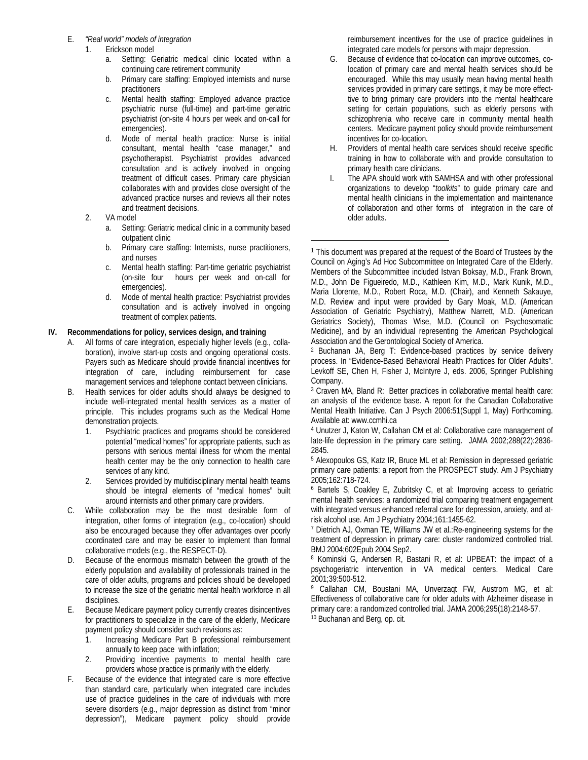E. *"Real world" models of integration*
   1. Erickson model
      a. Setting: Geriatric medical clinic located within a continuing care retirement community
      b. Primary care staffing: Employed internists and nurse practitioners
      c. Mental health staffing: Employed advance practice psychiatric nurse (full-time) and part-time geriatric psychiatrist (on-site 4 hours per week and on-call for emergencies).
      d. Mode of mental health practice: Nurse is initial consultant, mental health "case manager," and psychotherapist. Psychiatrist provides advanced consultation and is actively involved in ongoing treatment of difficult cases. Primary care physician collaborates with and provides close oversight of the advanced practice nurses and reviews all their notes and treatment decisions.
   2. VA model
      a. Setting: Geriatric medical clinic in a community based outpatient clinic
      b. Primary care staffing: Internists, nurse practitioners, and nurses
      c. Mental health staffing: Part-time geriatric psychiatrist (on-site four hours per week and on-call for emergencies).
      d. Mode of mental health practice: Psychiatrist provides consultation and is actively involved in ongoing treatment of complex patients.

**IV. Recommendations for policy, services design, and training**

A. All forms of care integration, especially higher levels (e.g., collaboration), involve start-up costs and ongoing operational costs. Payers such as Medicare should provide financial incentives for integration of care, including reimbursement for case management services and telephone contact between clinicians.

B. Health services for older adults should always be designed to include well-integrated mental health services as a matter of principle. This includes programs such as the Medical Home demonstration projects.
   1. Psychiatric practices and programs should be considered potential "medical homes" for appropriate patients, such as persons with serious mental illness for whom the mental health center may be the only connection to health care services of any kind.
   2. Services provided by multidisciplinary mental health teams should be integral elements of "medical homes" built around internists and other primary care providers.

C. While collaboration may be the most desirable form of integration, other forms of integration (e.g., co-location) should also be encouraged because they offer advantages over poorly coordinated care and may be easier to implement than formal collaborative models (e.g., the RESPECT-D).

D. Because of the enormous mismatch between the growth of the elderly population and availability of professionals trained in the care of older adults, programs and policies should be developed to increase the size of the geriatric mental health workforce in all disciplines.

E. Because Medicare payment policy currently creates disincentives for practitioners to specialize in the care of the elderly, Medicare payment policy should consider such revisions as:
   1. Increasing Medicare Part B professional reimbursement annually to keep pace with inflation;
   2. Providing incentive payments to mental health care providers whose practice is primarily with the elderly.

F. Because of the evidence that integrated care is more effective than standard care, particularly when integrated care includes use of practice guidelines in the care of individuals with more severe disorders (e.g., major depression as distinct from "minor depression"), Medicare payment policy should provide reimbursement incentives for the use of practice guidelines in integrated care models for persons with major depression.

G. Because of evidence that co-location can improve outcomes, co-location of primary care and mental health services should be encouraged. While this may usually mean having mental health services provided in primary care settings, it may be more effective to bring primary care providers into the mental healthcare setting for certain populations, such as elderly persons with schizophrenia who receive care in community mental health centers. Medicare payment policy should provide reimbursement incentives for co-location.

H. Providers of mental health care services should receive specific training in how to collaborate with and provide consultation to primary health care clinicians.

I. The APA should work with SAMHSA and with other professional organizations to develop "*toolkits*" to guide primary care and mental health clinicians in the implementation and maintenance of collaboration and other forms of integration in the care of older adults.

---

[1] This document was prepared at the request of the Board of Trustees by the Council on Aging's Ad Hoc Subcommittee on Integrated Care of the Elderly. Members of the Subcommittee included Istvan Boksay, M.D., Frank Brown, M.D., John De Figueiredo, M.D., Kathleen Kim, M.D., Mark Kunik, M.D., Maria Llorente, M.D., Robert Roca, M.D. (Chair), and Kenneth Sakauye, M.D. Review and input were provided by Gary Moak, M.D. (American Association of Geriatric Psychiatry), Matthew Narrett, M.D. (American Geriatrics Society), Thomas Wise, M.D. (Council on Psychosomatic Medicine), and by an individual representing the American Psychological Association and the Gerontological Society of America.

[2] Buchanan JA, Berg T: Evidence-based practices by service delivery process. In "Evidence-Based Behavioral Health Practices for Older Adults". Levkoff SE, Chen H, Fisher J, McIntyre J, eds. 2006, Springer Publishing Company.

[3] Craven MA, Bland R: Better practices in collaborative mental health care: an analysis of the evidence base. A report for the Canadian Collaborative Mental Health Initiative. Can J Psych 2006:51(Suppl 1, May) Forthcoming. Available at: www.ccmhi.ca

[4] Unutzer J, Katon W, Callahan CM et al: Collaborative care management of late-life depression in the primary care setting. JAMA 2002;288(22):2836-2845.

[5] Alexopoulos GS, Katz IR, Bruce ML et al: Remission in depressed geriatric primary care patients: a report from the PROSPECT study. Am J Psychiatry 2005;162:718-724.

[6] Bartels S, Coakley E, Zubritsky C, et al: Improving access to geriatric mental health services: a randomized trial comparing treatment engagement with integrated versus enhanced referral care for depression, anxiety, and at-risk alcohol use. Am J Psychiatry 2004;161:1455-62.

[7] Dietrich AJ, Oxman TE, Williams JW et al.:Re-engineering systems for the treatment of depression in primary care: cluster randomized controlled trial. BMJ 2004;602Epub 2004 Sep2.

[8] Kominski G, Andersen R, Bastani R, et al: UPBEAT: the impact of a psychogeriatric intervention in VA medical centers. Medical Care 2001;39:500-512.

[9] Callahan CM, Boustani MA, Unverzaqt FW, Austrom MG, et al: Effectiveness of collaborative care for older adults with Alzheimer disease in primary care: a randomized controlled trial. JAMA 2006;295(18):2148-57.

[10] Buchanan and Berg, op. cit.